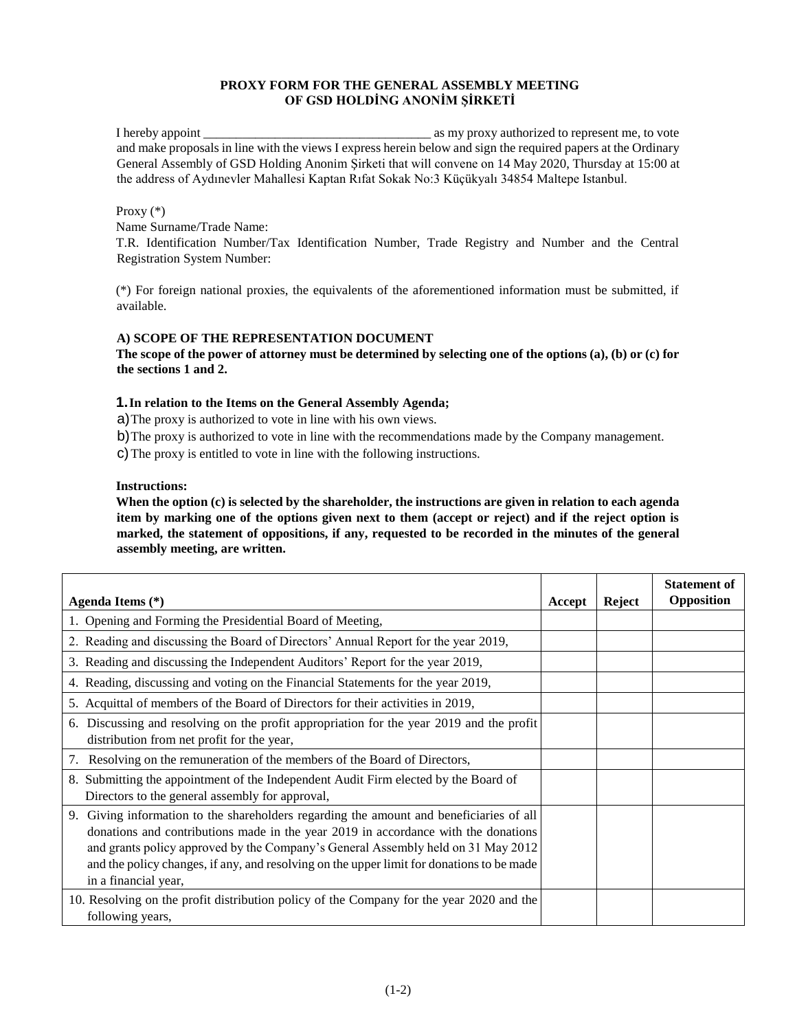**PROXY FORM FOR THE GENERAL ASSEMBLY MEETING OF GSD HOLDİNG ANONİM ŞİRKETİ**

I hereby appoint ___________________________________ as my proxy authorized to represent me, to vote and make proposals in line with the views I express herein below and sign the required papers at the Ordinary General Assembly of GSD Holding Anonim Şirketi that will convene on 14 May 2020, Thursday at 15:00 at the address of Aydınevler Mahallesi Kaptan Rıfat Sokak No:3 Küçükyalı 34854 Maltepe Istanbul.

Proxy (*)

Name Surname/Trade Name:

T.R. Identification Number/Tax Identification Number, Trade Registry and Number and the Central Registration System Number:

(*) For foreign national proxies, the equivalents of the aforementioned information must be submitted, if available.

**A) SCOPE OF THE REPRESENTATION DOCUMENT**

**The scope of the power of attorney must be determined by selecting one of the options (a), (b) or (c) for the sections 1 and 2.**

**1. In relation to the Items on the General Assembly Agenda;**

a) The proxy is authorized to vote in line with his own views.

b) The proxy is authorized to vote in line with the recommendations made by the Company management.

c) The proxy is entitled to vote in line with the following instructions.

**Instructions:**

**When the option (c) is selected by the shareholder, the instructions are given in relation to each agenda item by marking one of the options given next to them (accept or reject) and if the reject option is marked, the statement of oppositions, if any, requested to be recorded in the minutes of the general assembly meeting, are written.**

| Agenda Items (*) | Accept | Reject | Statement of Opposition |
|---|---|---|---|
| 1. Opening and Forming the Presidential Board of Meeting, | | | |
| 2. Reading and discussing the Board of Directors' Annual Report for the year 2019, | | | |
| 3. Reading and discussing the Independent Auditors' Report for the year 2019, | | | |
| 4. Reading, discussing and voting on the Financial Statements for the year 2019, | | | |
| 5. Acquittal of members of the Board of Directors for their activities in 2019, | | | |
| 6. Discussing and resolving on the profit appropriation for the year 2019 and the profit distribution from net profit for the year, | | | |
| 7. Resolving on the remuneration of the members of the Board of Directors, | | | |
| 8. Submitting the appointment of the Independent Audit Firm elected by the Board of Directors to the general assembly for approval, | | | |
| 9. Giving information to the shareholders regarding the amount and beneficiaries of all donations and contributions made in the year 2019 in accordance with the donations and grants policy approved by the Company's General Assembly held on 31 May 2012 and the policy changes, if any, and resolving on the upper limit for donations to be made in a financial year, | | | |
| 10. Resolving on the profit distribution policy of the Company for the year 2020 and the following years, | | | |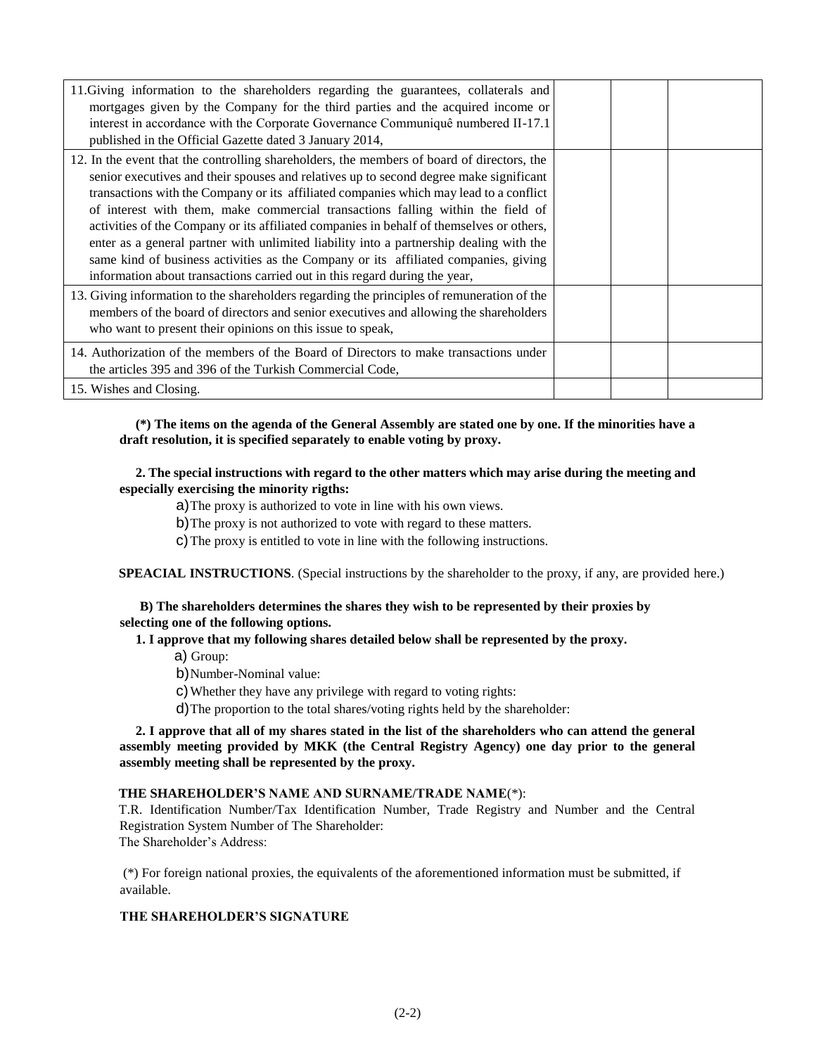| | | | |
|---|---|---|---|
| 11.Giving information to the shareholders regarding the guarantees, collaterals and mortgages given by the Company for the third parties and the acquired income or interest in accordance with the Corporate Governance Communiquê numbered II-17.1 published in the Official Gazette dated 3 January 2014, | | | |
| 12. In the event that the controlling shareholders, the members of board of directors, the senior executives and their spouses and relatives up to second degree make significant transactions with the Company or its affiliated companies which may lead to a conflict of interest with them, make commercial transactions falling within the field of activities of the Company or its affiliated companies in behalf of themselves or others, enter as a general partner with unlimited liability into a partnership dealing with the same kind of business activities as the Company or its affiliated companies, giving information about transactions carried out in this regard during the year, | | | |
| 13. Giving information to the shareholders regarding the principles of remuneration of the members of the board of directors and senior executives and allowing the shareholders who want to present their opinions on this issue to speak, | | | |
| 14. Authorization of the members of the Board of Directors to make transactions under the articles 395 and 396 of the Turkish Commercial Code, | | | |
| 15. Wishes and Closing. | | | |

**(*) The items on the agenda of the General Assembly are stated one by one. If the minorities have a draft resolution, it is specified separately to enable voting by proxy.**

**2. The special instructions with regard to the other matters which may arise during the meeting and especially exercising the minority rigths:**

a) The proxy is authorized to vote in line with his own views.

b) The proxy is not authorized to vote with regard to these matters.

c) The proxy is entitled to vote in line with the following instructions.

**SPEACIAL INSTRUCTIONS**. (Special instructions by the shareholder to the proxy, if any, are provided here.)

**B) The shareholders determines the shares they wish to be represented by their proxies by selecting one of the following options.**

**1. I approve that my following shares detailed below shall be represented by the proxy.**

a) Group:

b) Number-Nominal value:

c) Whether they have any privilege with regard to voting rights:

d) The proportion to the total shares/voting rights held by the shareholder:

**2. I approve that all of my shares stated in the list of the shareholders who can attend the general assembly meeting provided by MKK (the Central Registry Agency) one day prior to the general assembly meeting shall be represented by the proxy.**

**THE SHAREHOLDER'S NAME AND SURNAME/TRADE NAME**(*):

T.R. Identification Number/Tax Identification Number, Trade Registry and Number and the Central Registration System Number of The Shareholder:

The Shareholder's Address:

(*) For foreign national proxies, the equivalents of the aforementioned information must be submitted, if available.

**THE SHAREHOLDER'S SIGNATURE**